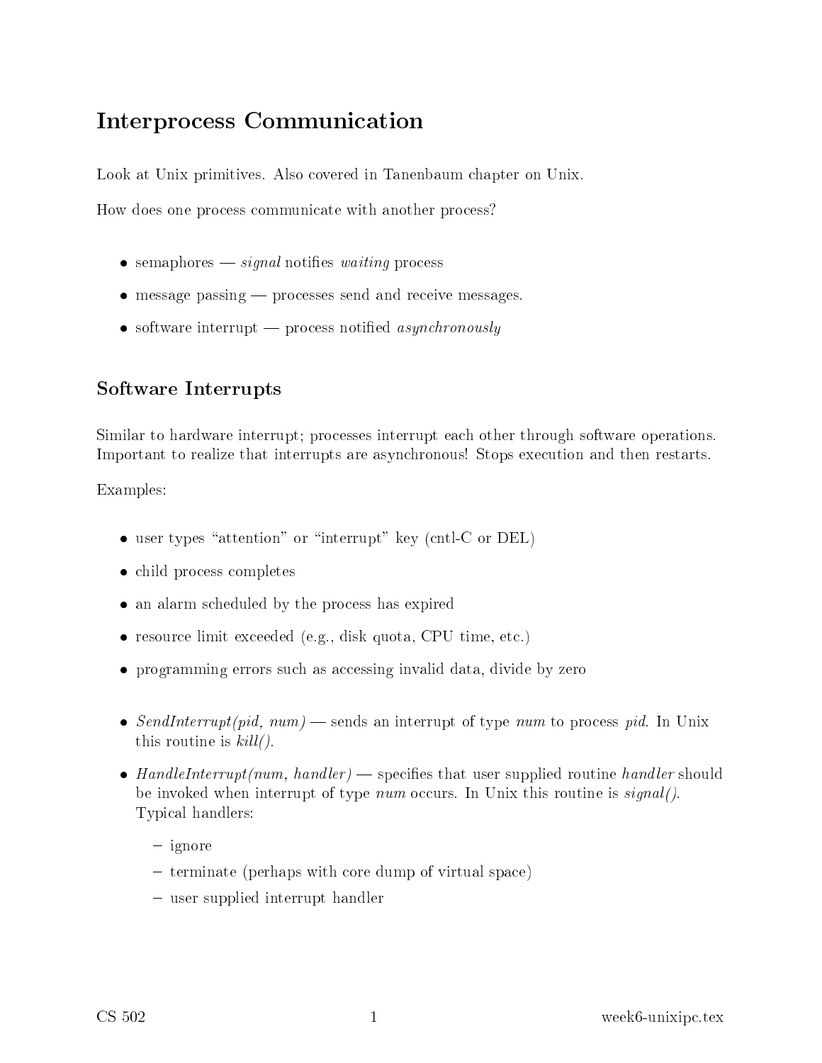# Interprocess Communication

Look at Unix primitives. Also covered in Tanenbaum chapter on Unix.

How does one process communicate with another process?

- semaphores — *signal* notifies *waiting* process
- message passing — processes send and receive messages.
- software interrupt — process notified *asynchronously*

## Software Interrupts

Similar to hardware interrupt; processes interrupt each other through software operations. Important to realize that interrupts are asynchronous! Stops execution and then restarts.

Examples:

- user types "attention" or "interrupt" key (cntl-C or DEL)
- child process completes
- an alarm scheduled by the process has expired
- resource limit exceeded (e.g., disk quota, CPU time, etc.)
- programming errors such as accessing invalid data, divide by zero

- *SendInterrupt(pid, num)* — sends an interrupt of type *num* to process *pid*. In Unix this routine is *kill()*.
- *HandleInterrupt(num, handler)* — specifies that user supplied routine *handler* should be invoked when interrupt of type *num* occurs. In Unix this routine is *signal()*. Typical handlers:
  - ignore
  - terminate (perhaps with core dump of virtual space)
  - user supplied interrupt handler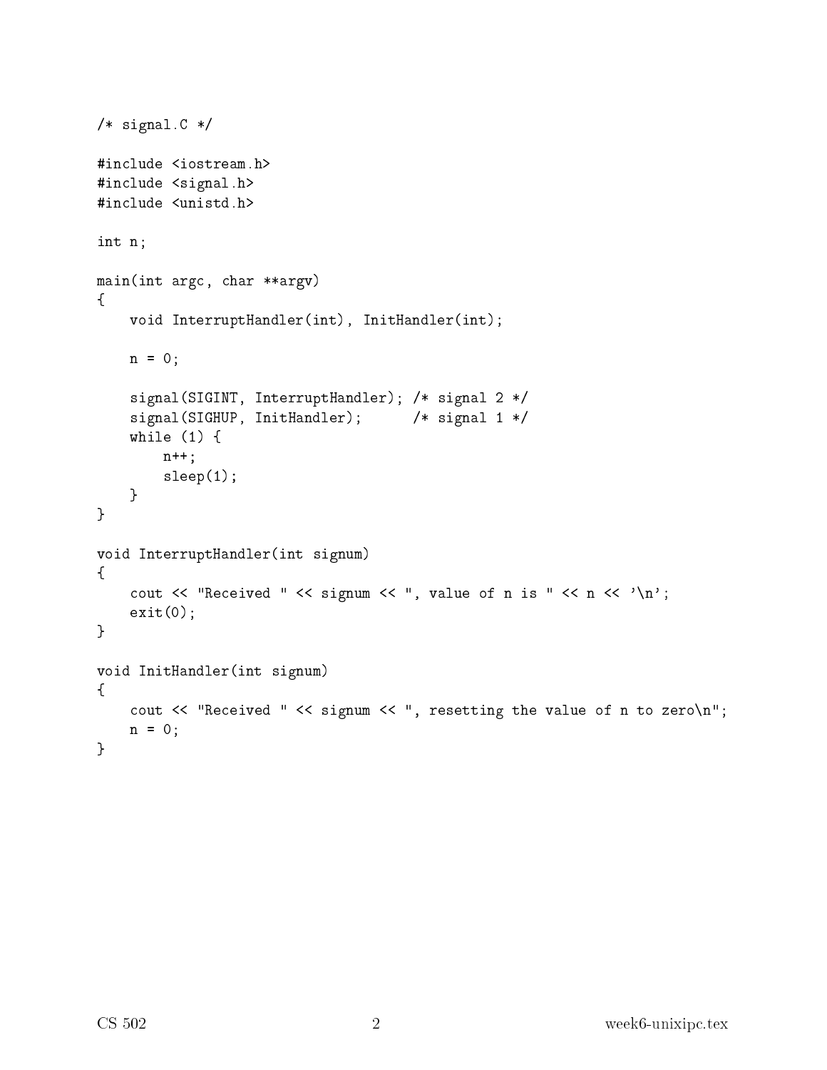```
/* signal.C */

#include <iostream.h>
#include <signal.h>
#include <unistd.h>

int n;

main(int argc, char **argv)
{
    void InterruptHandler(int), InitHandler(int);

    n = 0;

    signal(SIGINT, InterruptHandler); /* signal 2 */
    signal(SIGHUP, InitHandler);      /* signal 1 */
    while (1) {
        n++;
        sleep(1);
    }
}

void InterruptHandler(int signum)
{
    cout << "Received " << signum << ", value of n is " << n << '\n';
    exit(0);
}

void InitHandler(int signum)
{
    cout << "Received " << signum << ", resetting the value of n to zero\n";
    n = 0;
}
```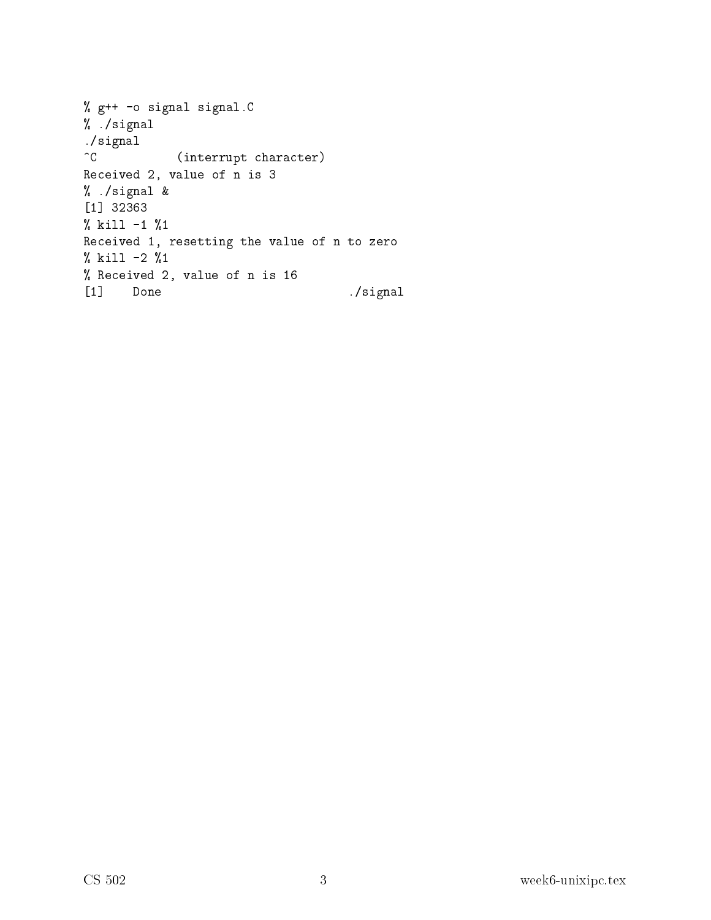```
% g++ -o signal signal.C
% ./signal
./signal
^C          (interrupt character)
Received 2, value of n is 3
% ./signal &
[1] 32363
% kill -1 %1
Received 1, resetting the value of n to zero
% kill -2 %1
% Received 2, value of n is 16
[1]    Done                          ./signal
```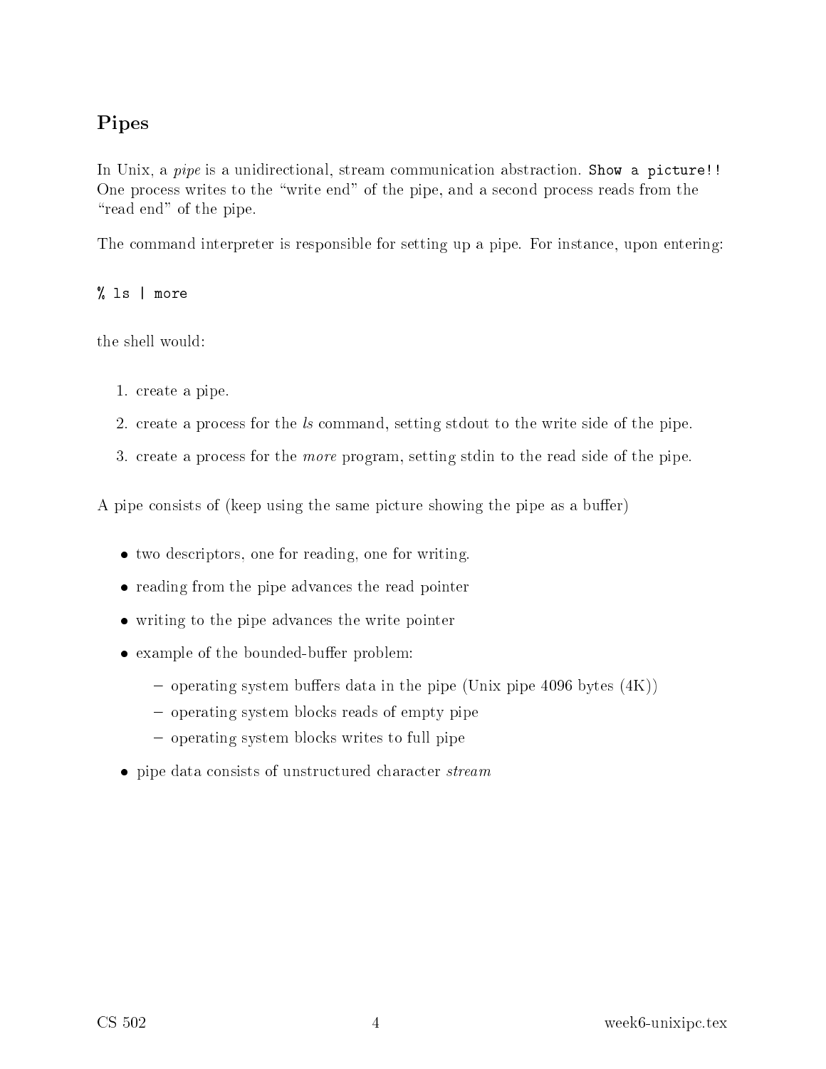## Pipes

In Unix, a *pipe* is a unidirectional, stream communication abstraction. `Show a picture!!` One process writes to the "write end" of the pipe, and a second process reads from the "read end" of the pipe.

The command interpreter is responsible for setting up a pipe. For instance, upon entering:

```
% ls | more
```

the shell would:

1. create a pipe.
2. create a process for the *ls* command, setting stdout to the write side of the pipe.
3. create a process for the *more* program, setting stdin to the read side of the pipe.

A pipe consists of (keep using the same picture showing the pipe as a buffer)

- two descriptors, one for reading, one for writing.
- reading from the pipe advances the read pointer
- writing to the pipe advances the write pointer
- example of the bounded-buffer problem:
  - operating system buffers data in the pipe (Unix pipe 4096 bytes (4K))
  - operating system blocks reads of empty pipe
  - operating system blocks writes to full pipe
- pipe data consists of unstructured character *stream*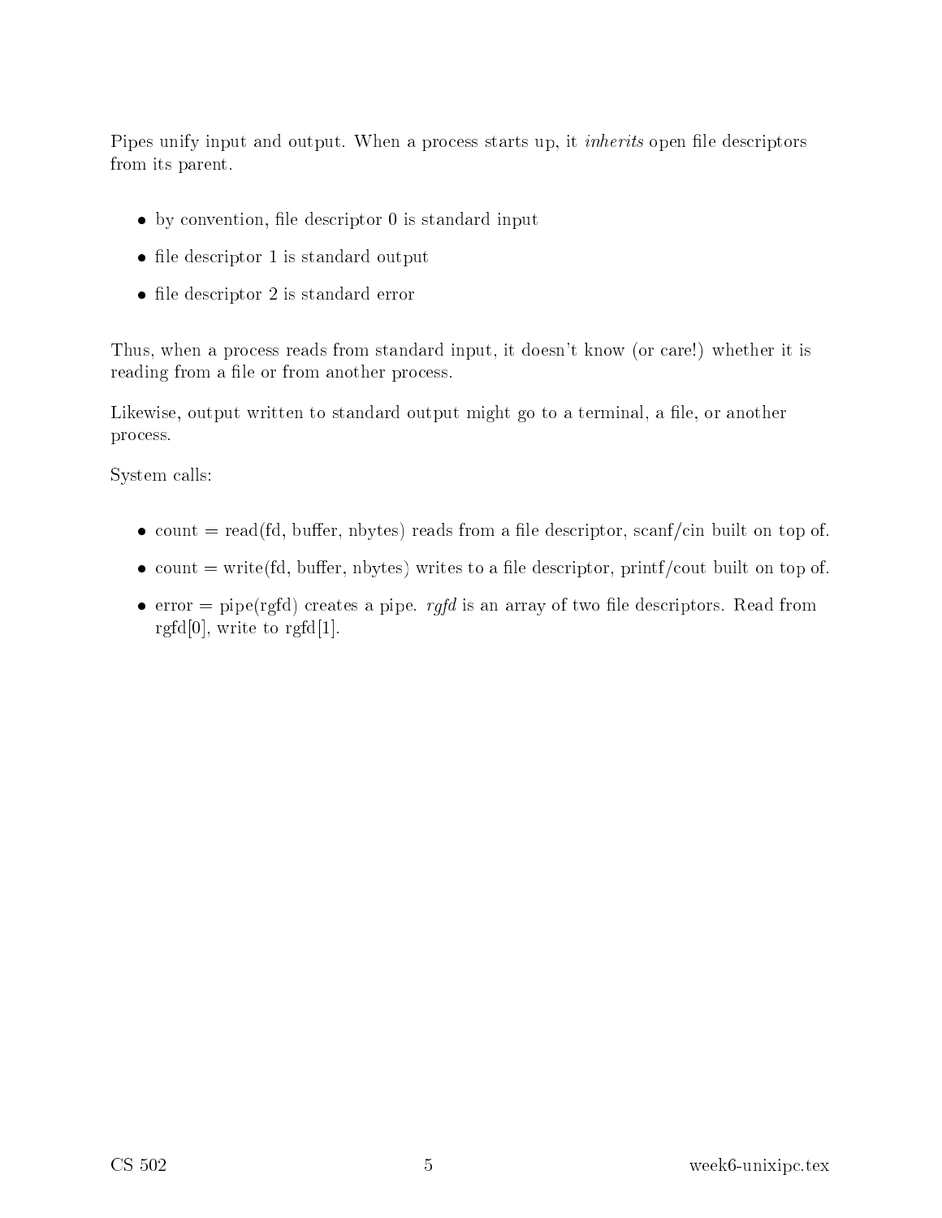Pipes unify input and output. When a process starts up, it *inherits* open file descriptors from its parent.

- by convention, file descriptor 0 is standard input
- file descriptor 1 is standard output
- file descriptor 2 is standard error

Thus, when a process reads from standard input, it doesn't know (or care!) whether it is reading from a file or from another process.

Likewise, output written to standard output might go to a terminal, a file, or another process.

System calls:

- count = read(fd, buffer, nbytes) reads from a file descriptor, scanf/cin built on top of.
- count = write(fd, buffer, nbytes) writes to a file descriptor, printf/cout built on top of.
- error = pipe(rgfd) creates a pipe. *rgfd* is an array of two file descriptors. Read from rgfd[0], write to rgfd[1].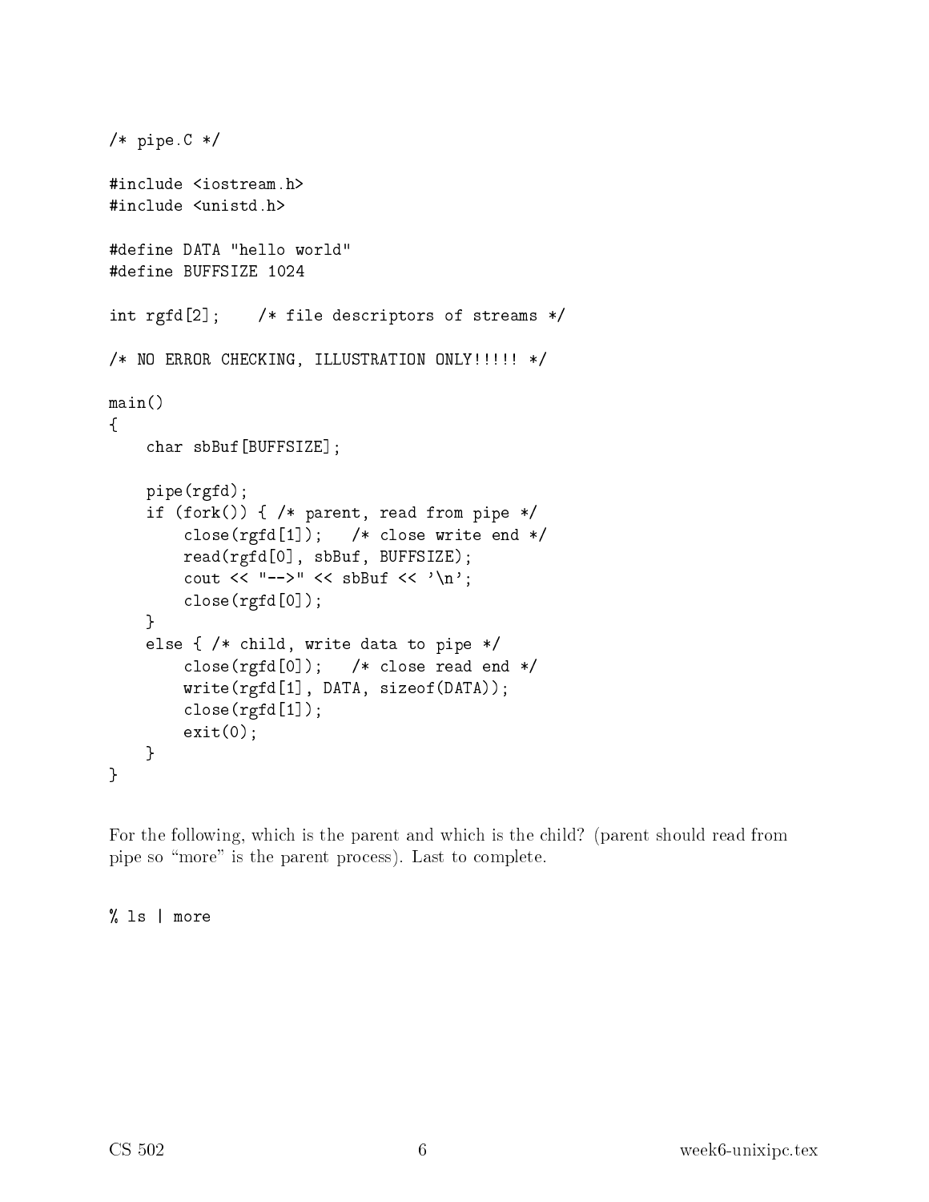```
/* pipe.C */

#include <iostream.h>
#include <unistd.h>

#define DATA "hello world"
#define BUFFSIZE 1024

int rgfd[2];    /* file descriptors of streams */

/* NO ERROR CHECKING, ILLUSTRATION ONLY!!!!! */

main()
{
    char sbBuf[BUFFSIZE];

    pipe(rgfd);
    if (fork()) { /* parent, read from pipe */
        close(rgfd[1]);   /* close write end */
        read(rgfd[0], sbBuf, BUFFSIZE);
        cout << "-->" << sbBuf << '\n';
        close(rgfd[0]);
    }
    else { /* child, write data to pipe */
        close(rgfd[0]);   /* close read end */
        write(rgfd[1], DATA, sizeof(DATA));
        close(rgfd[1]);
        exit(0);
    }
}
```

For the following, which is the parent and which is the child? (parent should read from pipe so "more" is the parent process). Last to complete.

```
% ls | more
```